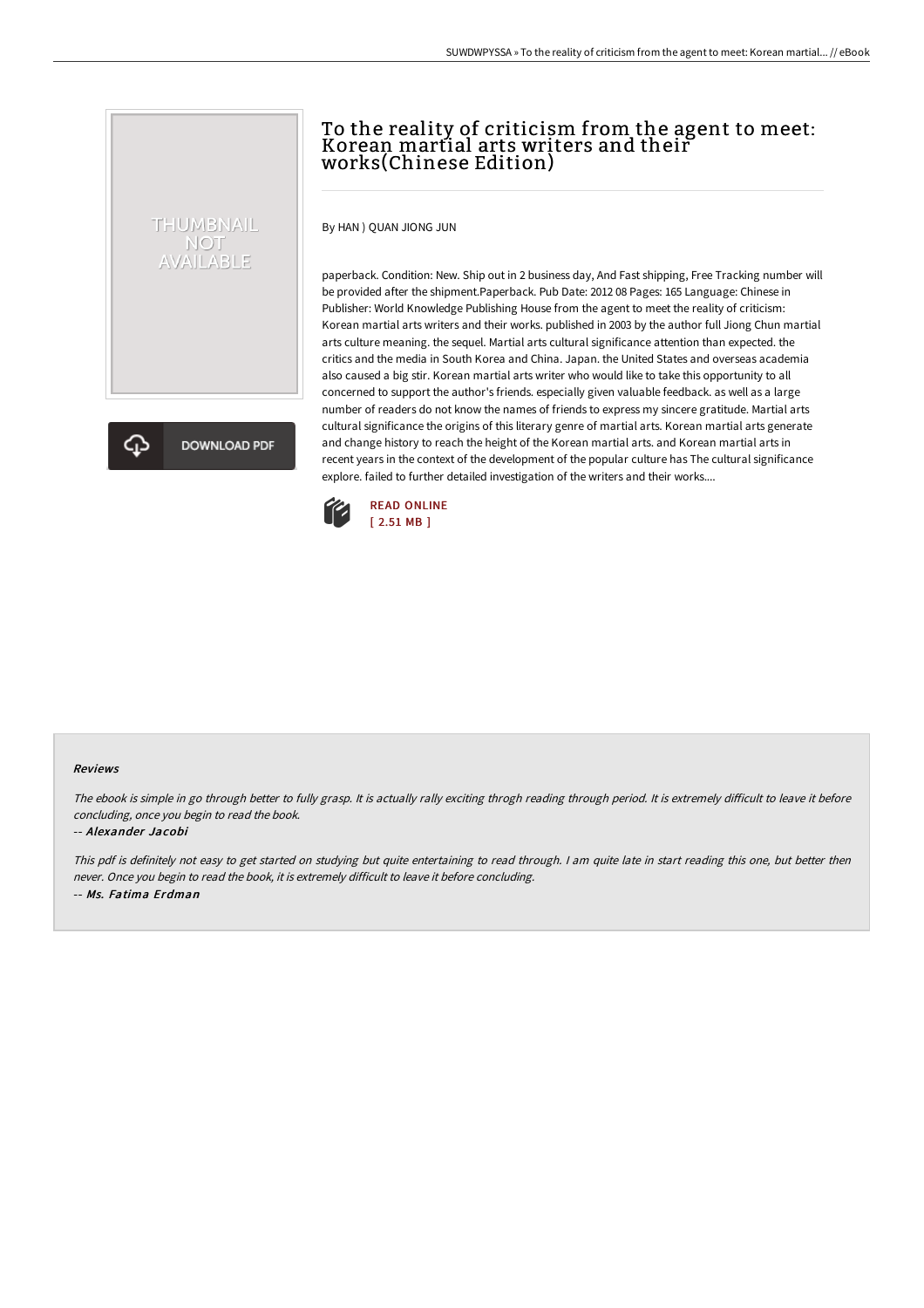# To the reality of criticism from the agent to meet: Korean martial arts writers and their works(Chinese Edition)

By HAN ) QUAN JIONG JUN

paperback. Condition: New. Ship out in 2 business day, And Fast shipping, Free Tracking number will be provided after the shipment.Paperback. Pub Date: 2012 08 Pages: 165 Language: Chinese in Publisher: World Knowledge Publishing House from the agent to meet the reality of criticism: Korean martial arts writers and their works. published in 2003 by the author full Jiong Chun martial arts culture meaning. the sequel. Martial arts cultural significance attention than expected. the critics and the media in South Korea and China. Japan. the United States and overseas academia also caused a big stir. Korean martial arts writer who would like to take this opportunity to all concerned to support the author's friends. especially given valuable feedback. as well as a large number of readers do not know the names of friends to express my sincere gratitude. Martial arts cultural significance the origins of this literary genre of martial arts. Korean martial arts generate and change history to reach the height of the Korean martial arts. and Korean martial arts in recent years in the context of the development of the popular culture has The cultural significance explore. failed to further detailed investigation of the writers and their works....

READ ONLINE
[ 2.51 MB ]

#### Reviews

*The ebook is simple in go through better to fully grasp. It is actually rally exciting throgh reading through period. It is extremely difficult to leave it before concluding, once you begin to read the book.*

-- *Alexander Jacobi*

*This pdf is definitely not easy to get started on studying but quite entertaining to read through. I am quite late in start reading this one, but better then never. Once you begin to read the book, it is extremely difficult to leave it before concluding.*

-- *Ms. Fatima Erdman*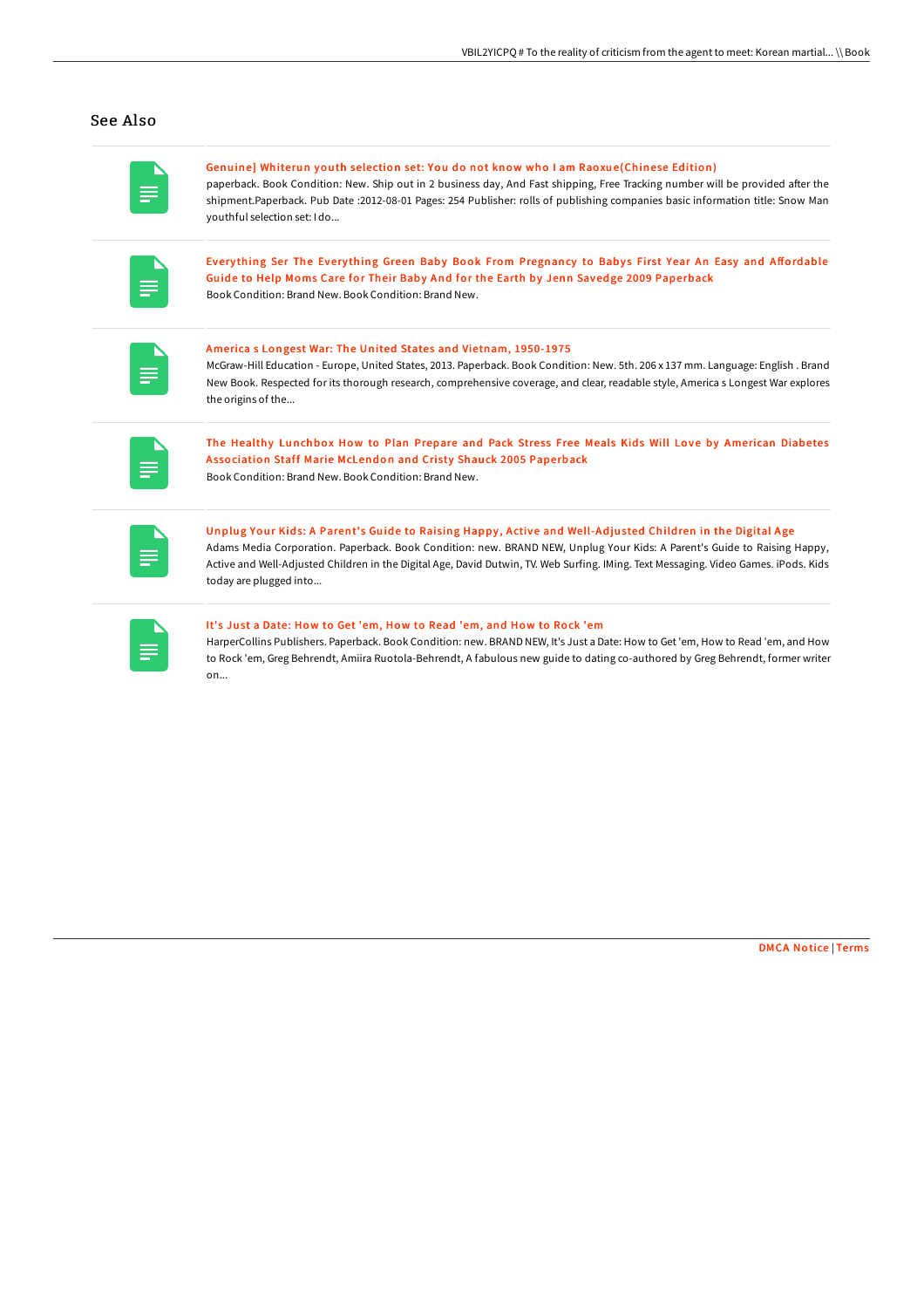## See Also

**Genuine] Whiterun youth selection set: You do not know who I am Raoxue(Chinese Edition)**
paperback. Book Condition: New. Ship out in 2 business day, And Fast shipping, Free Tracking number will be provided after the shipment.Paperback. Pub Date :2012-08-01 Pages: 254 Publisher: rolls of publishing companies basic information title: Snow Man youthful selection set: I do...

**Everything Ser The Everything Green Baby Book From Pregnancy to Babys First Year An Easy and Affordable Guide to Help Moms Care for Their Baby And for the Earth by Jenn Savedge 2009 Paperback**
Book Condition: Brand New. Book Condition: Brand New.

**America s Longest War: The United States and Vietnam, 1950-1975**
McGraw-Hill Education - Europe, United States, 2013. Paperback. Book Condition: New. 5th. 206 x 137 mm. Language: English . Brand New Book. Respected for its thorough research, comprehensive coverage, and clear, readable style, America s Longest War explores the origins of the...

**The Healthy Lunchbox How to Plan Prepare and Pack Stress Free Meals Kids Will Love by American Diabetes Association Staff Marie McLendon and Cristy Shauck 2005 Paperback**
Book Condition: Brand New. Book Condition: Brand New.

**Unplug Your Kids: A Parent's Guide to Raising Happy, Active and Well-Adjusted Children in the Digital Age**
Adams Media Corporation. Paperback. Book Condition: new. BRAND NEW, Unplug Your Kids: A Parent's Guide to Raising Happy, Active and Well-Adjusted Children in the Digital Age, David Dutwin, TV. Web Surfing. IMing. Text Messaging. Video Games. iPods. Kids today are plugged into...

**It's Just a Date: How to Get 'em, How to Read 'em, and How to Rock 'em**
HarperCollins Publishers. Paperback. Book Condition: new. BRAND NEW, It's Just a Date: How to Get 'em, How to Read 'em, and How to Rock 'em, Greg Behrendt, Amiira Ruotola-Behrendt, A fabulous new guide to dating co-authored by Greg Behrendt, former writer on...

DMCA Notice | Terms